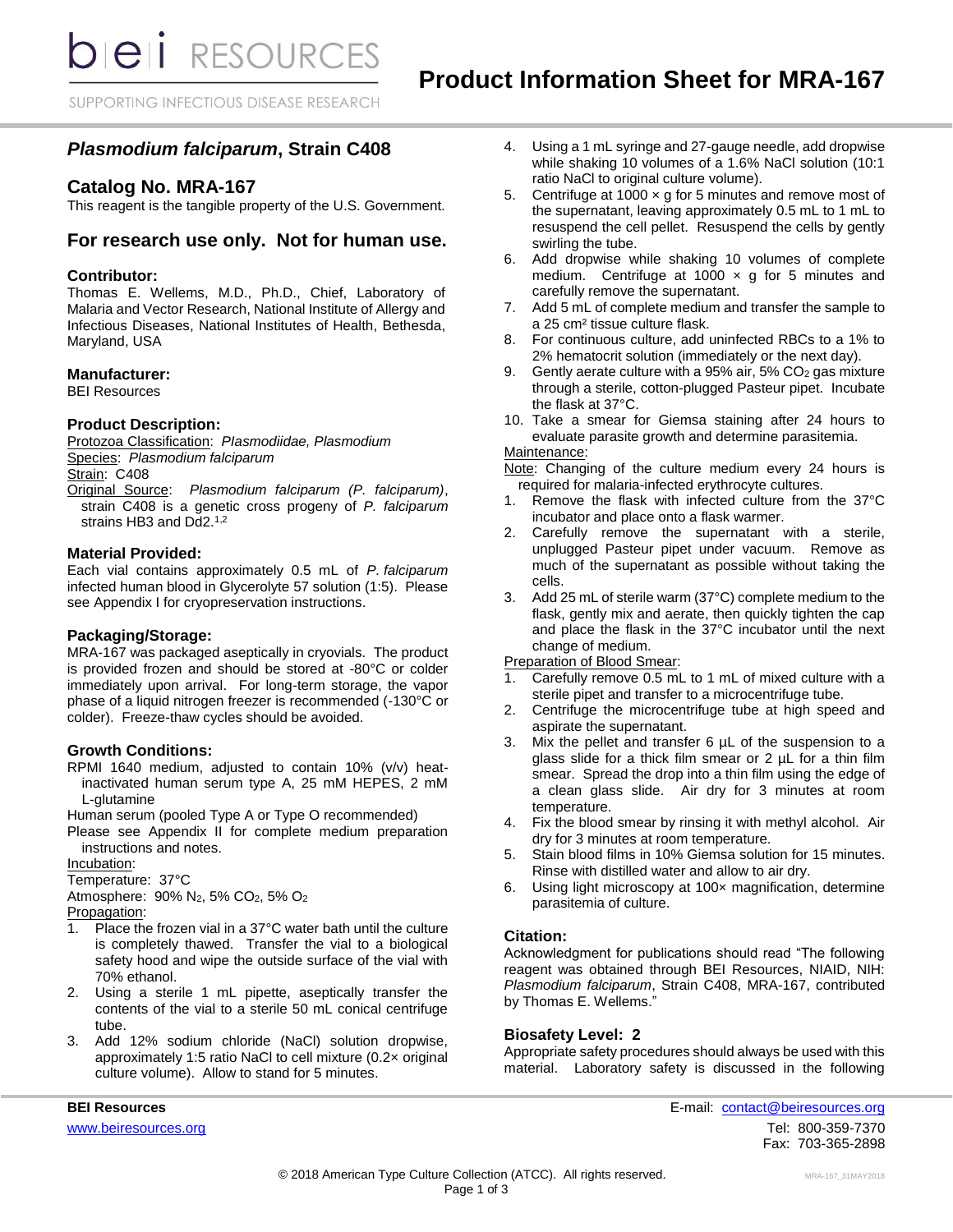# Product Information Sheet for MRA-167

## *Plasmodium falciparum*, Strain C408

## Catalog No. MRA-167

This reagent is the tangible property of the U.S. Government.

## For research use only. Not for human use.

### Contributor:

Thomas E. Wellems, M.D., Ph.D., Chief, Laboratory of Malaria and Vector Research, National Institute of Allergy and Infectious Diseases, National Institutes of Health, Bethesda, Maryland, USA

### Manufacturer:

BEI Resources

### Product Description:

Protozoa Classification: *Plasmodiidae, Plasmodium*
Species: *Plasmodium falciparum*
Strain: C408
Original Source: *Plasmodium falciparum (P. falciparum)*, strain C408 is a genetic cross progeny of *P. falciparum* strains HB3 and Dd2.[1,2]

### Material Provided:

Each vial contains approximately 0.5 mL of *P. falciparum* infected human blood in Glycerolyte 57 solution (1:5). Please see Appendix I for cryopreservation instructions.

### Packaging/Storage:

MRA-167 was packaged aseptically in cryovials. The product is provided frozen and should be stored at -80°C or colder immediately upon arrival. For long-term storage, the vapor phase of a liquid nitrogen freezer is recommended (-130°C or colder). Freeze-thaw cycles should be avoided.

### Growth Conditions:

RPMI 1640 medium, adjusted to contain 10% (v/v) heat-inactivated human serum type A, 25 mM HEPES, 2 mM L-glutamine
Human serum (pooled Type A or Type O recommended)
Please see Appendix II for complete medium preparation instructions and notes.

Incubation:
Temperature: 37°C
Atmosphere: 90% $N_2$, 5% $CO_2$, 5% $O_2$

Propagation:

1. Place the frozen vial in a 37°C water bath until the culture is completely thawed. Transfer the vial to a biological safety hood and wipe the outside surface of the vial with 70% ethanol.
2. Using a sterile 1 mL pipette, aseptically transfer the contents of the vial to a sterile 50 mL conical centrifuge tube.
3. Add 12% sodium chloride (NaCl) solution dropwise, approximately 1:5 ratio NaCl to cell mixture (0.2× original culture volume). Allow to stand for 5 minutes.
4. Using a 1 mL syringe and 27-gauge needle, add dropwise while shaking 10 volumes of a 1.6% NaCl solution (10:1 ratio NaCl to original culture volume).
5. Centrifuge at 1000 × g for 5 minutes and remove most of the supernatant, leaving approximately 0.5 mL to 1 mL to resuspend the cell pellet. Resuspend the cells by gently swirling the tube.
6. Add dropwise while shaking 10 volumes of complete medium. Centrifuge at 1000 × g for 5 minutes and carefully remove the supernatant.
7. Add 5 mL of complete medium and transfer the sample to a 25 cm² tissue culture flask.
8. For continuous culture, add uninfected RBCs to a 1% to 2% hematocrit solution (immediately or the next day).
9. Gently aerate culture with a 95% air, 5% $CO_2$ gas mixture through a sterile, cotton-plugged Pasteur pipet. Incubate the flask at 37°C.
10. Take a smear for Giemsa staining after 24 hours to evaluate parasite growth and determine parasitemia.

Maintenance:

Note: Changing of the culture medium every 24 hours is required for malaria-infected erythrocyte cultures.

1. Remove the flask with infected culture from the 37°C incubator and place onto a flask warmer.
2. Carefully remove the supernatant with a sterile, unplugged Pasteur pipet under vacuum. Remove as much of the supernatant as possible without taking the cells.
3. Add 25 mL of sterile warm (37°C) complete medium to the flask, gently mix and aerate, then quickly tighten the cap and place the flask in the 37°C incubator until the next change of medium.

Preparation of Blood Smear:

1. Carefully remove 0.5 mL to 1 mL of mixed culture with a sterile pipet and transfer to a microcentrifuge tube.
2. Centrifuge the microcentrifuge tube at high speed and aspirate the supernatant.
3. Mix the pellet and transfer 6 µL of the suspension to a glass slide for a thick film smear or 2 µL for a thin film smear. Spread the drop into a thin film using the edge of a clean glass slide. Air dry for 3 minutes at room temperature.
4. Fix the blood smear by rinsing it with methyl alcohol. Air dry for 3 minutes at room temperature.
5. Stain blood films in 10% Giemsa solution for 15 minutes. Rinse with distilled water and allow to air dry.
6. Using light microscopy at 100× magnification, determine parasitemia of culture.

### Citation:

Acknowledgment for publications should read "The following reagent was obtained through BEI Resources, NIAID, NIH: *Plasmodium falciparum*, Strain C408, MRA-167, contributed by Thomas E. Wellems."

### Biosafety Level: 2

Appropriate safety procedures should always be used with this material. Laboratory safety is discussed in the following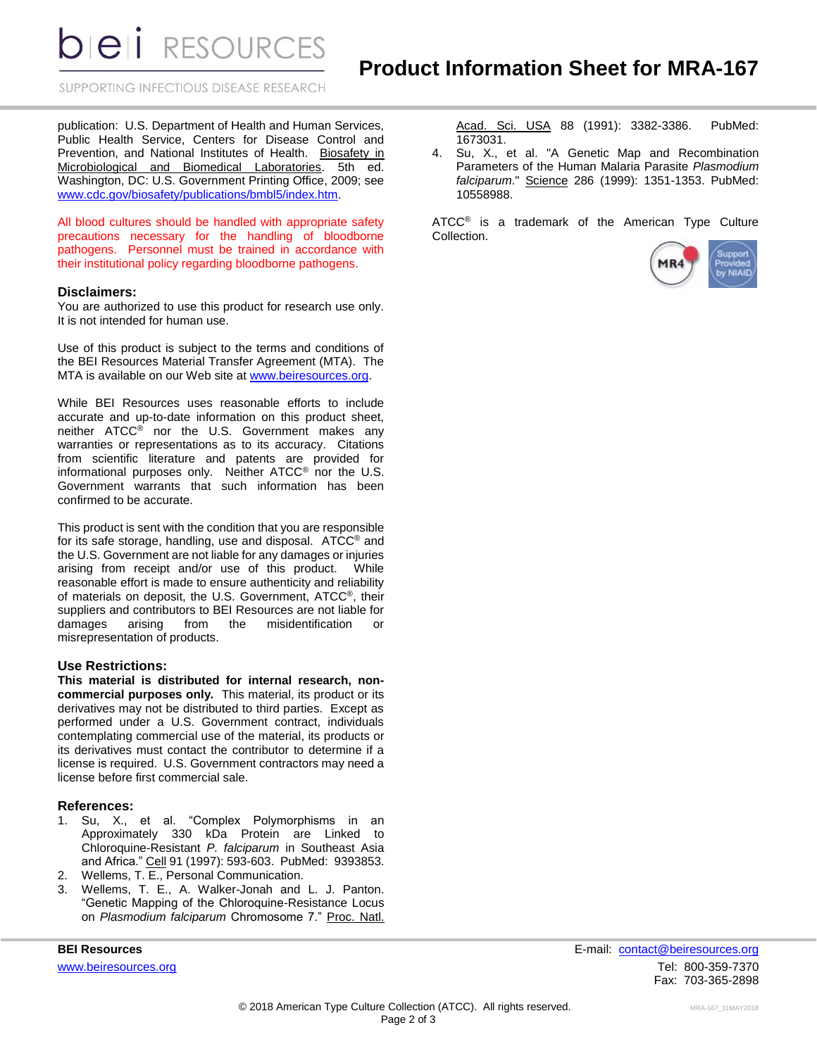publication: U.S. Department of Health and Human Services, Public Health Service, Centers for Disease Control and Prevention, and National Institutes of Health. Biosafety in Microbiological and Biomedical Laboratories. 5th ed. Washington, DC: U.S. Government Printing Office, 2009; see www.cdc.gov/biosafety/publications/bmbl5/index.htm.

All blood cultures should be handled with appropriate safety precautions necessary for the handling of bloodborne pathogens. Personnel must be trained in accordance with their institutional policy regarding bloodborne pathogens.

### Disclaimers:

You are authorized to use this product for research use only. It is not intended for human use.

Use of this product is subject to the terms and conditions of the BEI Resources Material Transfer Agreement (MTA). The MTA is available on our Web site at www.beiresources.org.

While BEI Resources uses reasonable efforts to include accurate and up-to-date information on this product sheet, neither ATCC® nor the U.S. Government makes any warranties or representations as to its accuracy. Citations from scientific literature and patents are provided for informational purposes only. Neither ATCC® nor the U.S. Government warrants that such information has been confirmed to be accurate.

This product is sent with the condition that you are responsible for its safe storage, handling, use and disposal. ATCC® and the U.S. Government are not liable for any damages or injuries arising from receipt and/or use of this product. While reasonable effort is made to ensure authenticity and reliability of materials on deposit, the U.S. Government, ATCC®, their suppliers and contributors to BEI Resources are not liable for damages arising from the misidentification or misrepresentation of products.

### Use Restrictions:

**This material is distributed for internal research, non-commercial purposes only.** This material, its product or its derivatives may not be distributed to third parties. Except as performed under a U.S. Government contract, individuals contemplating commercial use of the material, its products or its derivatives must contact the contributor to determine if a license is required. U.S. Government contractors may need a license before first commercial sale.

### References:

1. Su, X., et al. "Complex Polymorphisms in an Approximately 330 kDa Protein are Linked to Chloroquine-Resistant *P. falciparum* in Southeast Asia and Africa." Cell 91 (1997): 593-603. PubMed: 9393853.
2. Wellems, T. E., Personal Communication.
3. Wellems, T. E., A. Walker-Jonah and L. J. Panton. "Genetic Mapping of the Chloroquine-Resistance Locus on *Plasmodium falciparum* Chromosome 7." Proc. Natl. Acad. Sci. USA 88 (1991): 3382-3386. PubMed: 1673031.
4. Su, X., et al. "A Genetic Map and Recombination Parameters of the Human Malaria Parasite *Plasmodium falciparum*." Science 286 (1999): 1351-1353. PubMed: 10558988.

ATCC® is a trademark of the American Type Culture Collection.

**BEI Resources**
www.beiresources.org

E-mail: contact@beiresources.org
Tel: 800-359-7370
Fax: 703-365-2898

© 2018 American Type Culture Collection (ATCC). All rights reserved.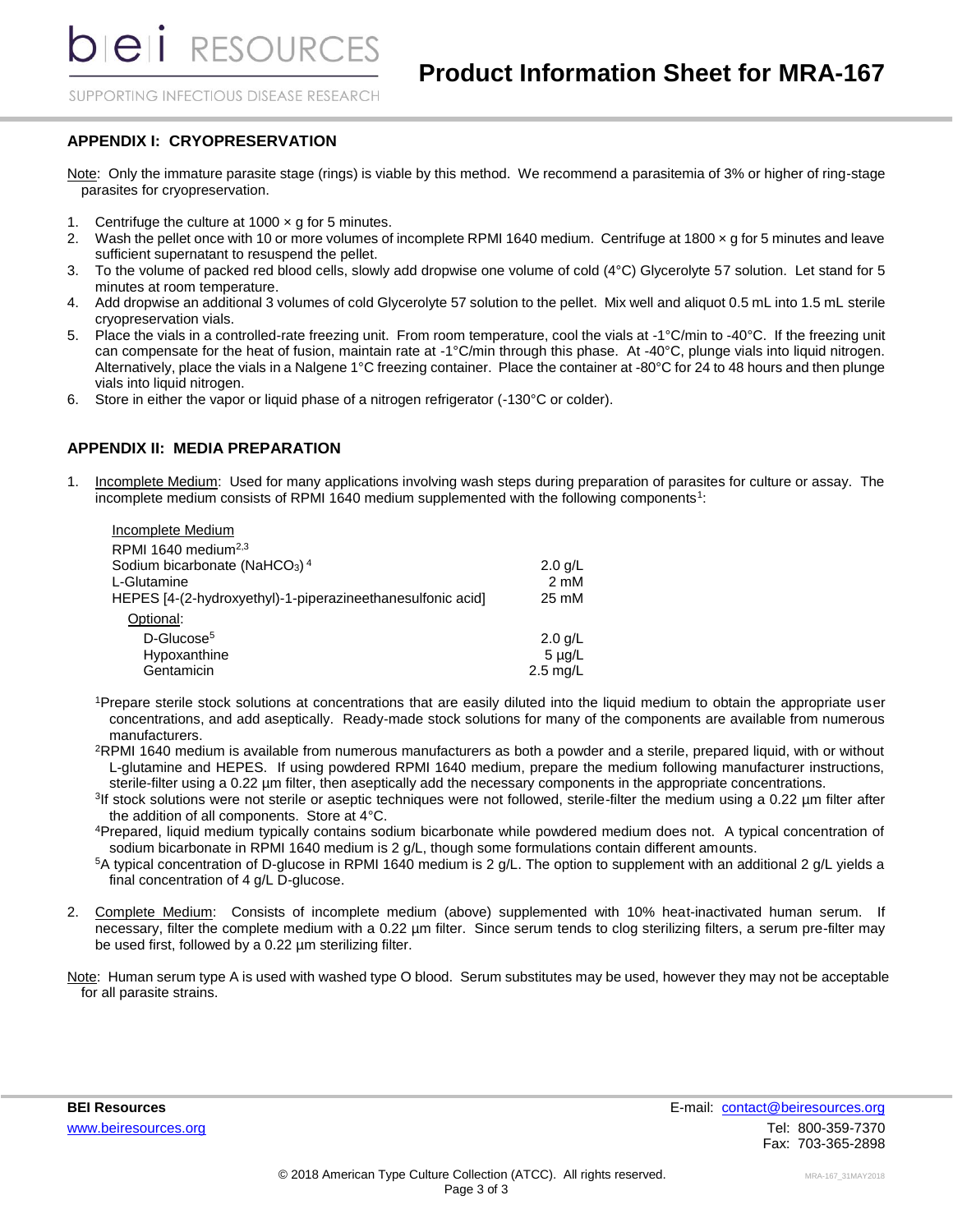## APPENDIX I: CRYOPRESERVATION

Note: Only the immature parasite stage (rings) is viable by this method. We recommend a parasitemia of 3% or higher of ring-stage parasites for cryopreservation.

1. Centrifuge the culture at 1000 × g for 5 minutes.
2. Wash the pellet once with 10 or more volumes of incomplete RPMI 1640 medium. Centrifuge at 1800 × g for 5 minutes and leave sufficient supernatant to resuspend the pellet.
3. To the volume of packed red blood cells, slowly add dropwise one volume of cold (4°C) Glycerolyte 57 solution. Let stand for 5 minutes at room temperature.
4. Add dropwise an additional 3 volumes of cold Glycerolyte 57 solution to the pellet. Mix well and aliquot 0.5 mL into 1.5 mL sterile cryopreservation vials.
5. Place the vials in a controlled-rate freezing unit. From room temperature, cool the vials at -1°C/min to -40°C. If the freezing unit can compensate for the heat of fusion, maintain rate at -1°C/min through this phase. At -40°C, plunge vials into liquid nitrogen. Alternatively, place the vials in a Nalgene 1°C freezing container. Place the container at -80°C for 24 to 48 hours and then plunge vials into liquid nitrogen.
6. Store in either the vapor or liquid phase of a nitrogen refrigerator (-130°C or colder).

## APPENDIX II: MEDIA PREPARATION

1. Incomplete Medium: Used for many applications involving wash steps during preparation of parasites for culture or assay. The incomplete medium consists of RPMI 1640 medium supplemented with the following components[1]:

| Incomplete Medium | |
|---|---|
| RPMI 1640 medium[2,3] | |
| Sodium bicarbonate ($NaHCO_3$)[4] | 2.0 g/L |
| L-Glutamine | 2 mM |
| HEPES [4-(2-hydroxyethyl)-1-piperazineethanesulfonic acid] | 25 mM |
| Optional: | |
| D-Glucose[5] | 2.0 g/L |
| Hypoxanthine | 5 µg/L |
| Gentamicin | 2.5 mg/L |

[1]Prepare sterile stock solutions at concentrations that are easily diluted into the liquid medium to obtain the appropriate user concentrations, and add aseptically. Ready-made stock solutions for many of the components are available from numerous manufacturers.

[2]RPMI 1640 medium is available from numerous manufacturers as both a powder and a sterile, prepared liquid, with or without L-glutamine and HEPES. If using powdered RPMI 1640 medium, prepare the medium following manufacturer instructions, sterile-filter using a 0.22 µm filter, then aseptically add the necessary components in the appropriate concentrations.

[3]If stock solutions were not sterile or aseptic techniques were not followed, sterile-filter the medium using a 0.22 µm filter after the addition of all components. Store at 4°C.

[4]Prepared, liquid medium typically contains sodium bicarbonate while powdered medium does not. A typical concentration of sodium bicarbonate in RPMI 1640 medium is 2 g/L, though some formulations contain different amounts.

[5]A typical concentration of D-glucose in RPMI 1640 medium is 2 g/L. The option to supplement with an additional 2 g/L yields a final concentration of 4 g/L D-glucose.

2. Complete Medium: Consists of incomplete medium (above) supplemented with 10% heat-inactivated human serum. If necessary, filter the complete medium with a 0.22 µm filter. Since serum tends to clog sterilizing filters, a serum pre-filter may be used first, followed by a 0.22 µm sterilizing filter.

Note: Human serum type A is used with washed type O blood. Serum substitutes may be used, however they may not be acceptable for all parasite strains.

**BEI Resources**
www.beiresources.org

E-mail: contact@beiresources.org
Tel: 800-359-7370
Fax: 703-365-2898

© 2018 American Type Culture Collection (ATCC). All rights reserved.

MRA-167_31MAY2018